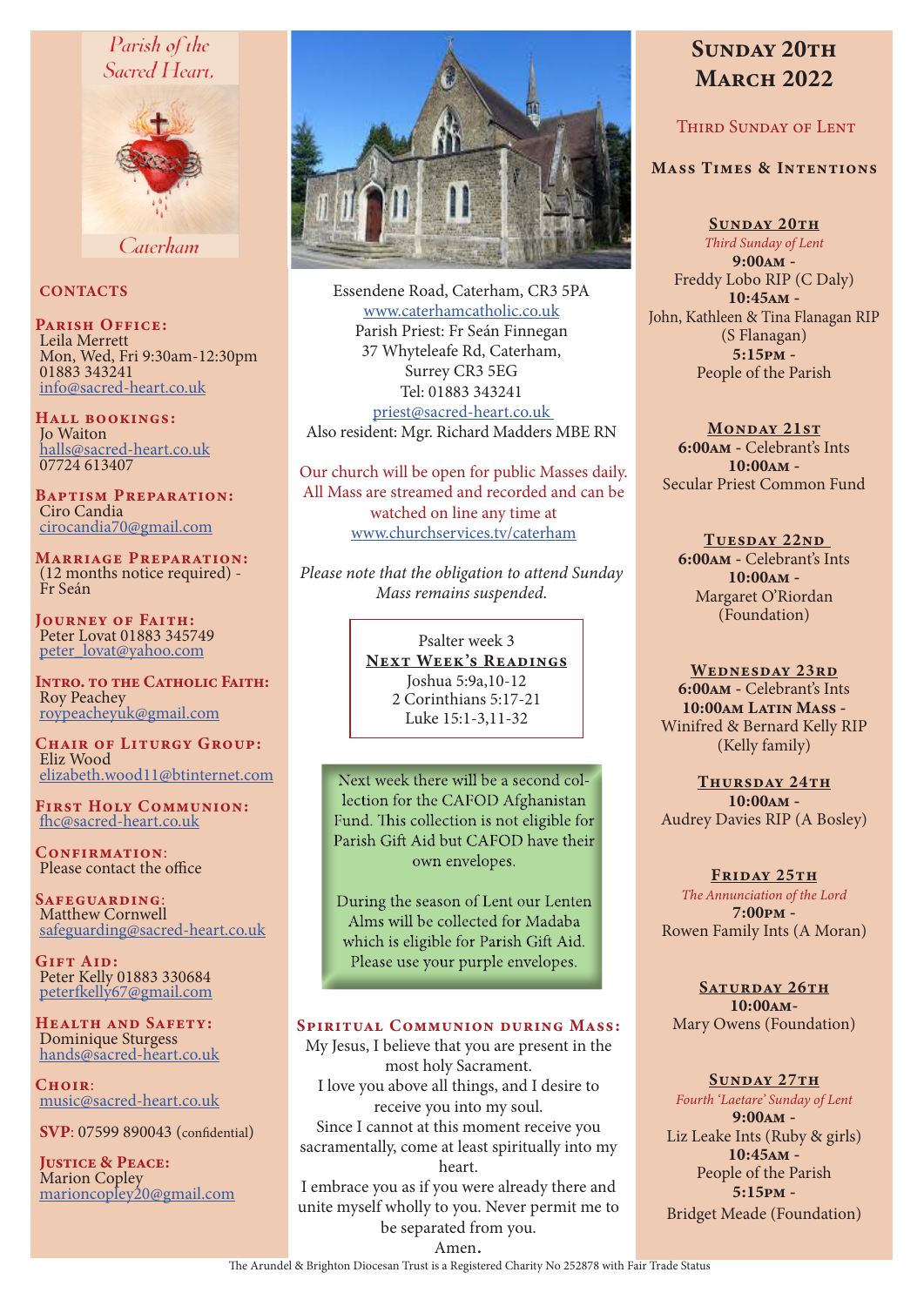Parish of the Sacred Heart, Caterham

## CONTACTS

**Parish Office:**
Leila Merrett
Mon, Wed, Fri 9:30am-12:30pm
01883 343241
info@sacred-heart.co.uk

**Hall bookings:**
Jo Waiton
halls@sacred-heart.co.uk
07724 613407

**Baptism Preparation:**
Ciro Candia
cirocandia70@gmail.com

**Marriage Preparation:**
(12 months notice required) - Fr Seán

**Journey of Faith:**
Peter Lovat 01883 345749
peter_lovat@yahoo.com

**Intro. to the Catholic Faith:**
Roy Peachey
roypeacheyuk@gmail.com

**Chair of Liturgy Group:**
Eliz Wood
elizabeth.wood11@btinternet.com

**First Holy Communion:**
fhc@sacred-heart.co.uk

**Confirmation:**
Please contact the office

**Safeguarding:**
Matthew Cornwell
safeguarding@sacred-heart.co.uk

**Gift Aid:**
Peter Kelly 01883 330684
peterfkelly67@gmail.com

**Health and Safety:**
Dominique Sturgess
hands@sacred-heart.co.uk

**Choir:**
music@sacred-heart.co.uk

**SVP**: 07599 890043 (confidential)

**Justice & Peace:**
Marion Copley
marioncopley20@gmail.com

Essendene Road, Caterham, CR3 5PA
www.caterhamcatholic.co.uk
Parish Priest: Fr Seán Finnegan
37 Whyteleafe Rd, Caterham,
Surrey CR3 5EG
Tel: 01883 343241
priest@sacred-heart.co.uk
Also resident: Mgr. Richard Madders MBE RN

Our church will be open for public Masses daily. All Mass are streamed and recorded and can be watched on line any time at www.churchservices.tv/caterham

*Please note that the obligation to attend Sunday Mass remains suspended.*

Psalter week 3

**Next Week's Readings**
Joshua 5:9a,10-12
2 Corinthians 5:17-21
Luke 15:1-3,11-32

Next week there will be a second collection for the CAFOD Afghanistan Fund. This collection is not eligible for Parish Gift Aid but CAFOD have their own envelopes.

During the season of Lent our Lenten Alms will be collected for Madaba which is eligible for Parish Gift Aid. Please use your purple envelopes.

**Spiritual Communion during Mass:**
My Jesus, I believe that you are present in the most holy Sacrament.
I love you above all things, and I desire to receive you into my soul.
Since I cannot at this moment receive you sacramentally, come at least spiritually into my heart.
I embrace you as if you were already there and unite myself wholly to you. Never permit me to be separated from you.
Amen.

# Sunday 20th March 2022

## Third Sunday of Lent

### Mass Times & Intentions

**Sunday 20th**
*Third Sunday of Lent*
**9:00am** -
Freddy Lobo RIP (C Daly)
**10:45am** -
John, Kathleen & Tina Flanagan RIP (S Flanagan)
**5:15pm** -
People of the Parish

**Monday 21st**
**6:00am** - Celebrant's Ints
**10:00am** -
Secular Priest Common Fund

**Tuesday 22nd**
**6:00am** - Celebrant's Ints
**10:00am** -
Margaret O'Riordan (Foundation)

**Wednesday 23rd**
**6:00am** - Celebrant's Ints
**10:00am Latin Mass** -
Winifred & Bernard Kelly RIP (Kelly family)

**Thursday 24th**
**10:00am** -
Audrey Davies RIP (A Bosley)

**Friday 25th**
*The Annunciation of the Lord*
**7:00pm** -
Rowen Family Ints (A Moran)

**Saturday 26th**
**10:00am**-
Mary Owens (Foundation)

**Sunday 27th**
*Fourth 'Laetare' Sunday of Lent*
**9:00am** -
Liz Leake Ints (Ruby & girls)
**10:45am** -
People of the Parish
**5:15pm** -
Bridget Meade (Foundation)

The Arundel & Brighton Diocesan Trust is a Registered Charity No 252878 with Fair Trade Status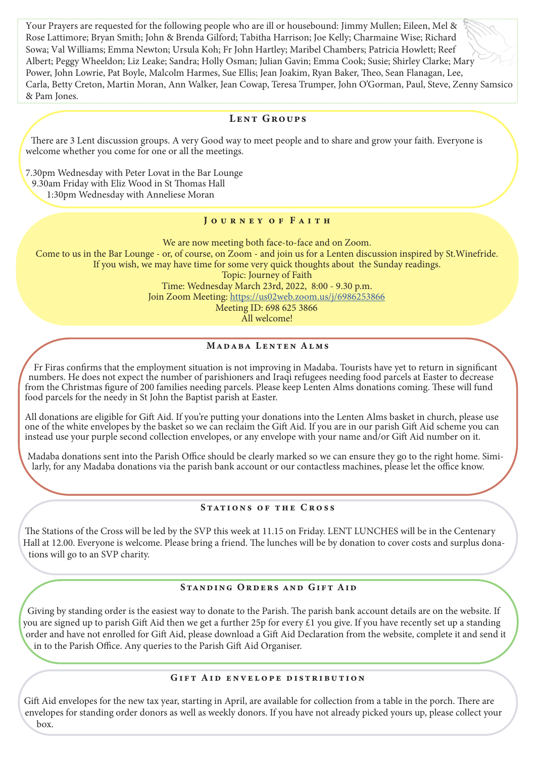Your Prayers are requested for the following people who are ill or housebound: Jimmy Mullen; Eileen, Mel & Rose Lattimore; Bryan Smith; John & Brenda Gilford; Tabitha Harrison; Joe Kelly; Charmaine Wise; Richard Sowa; Val Williams; Emma Newton; Ursula Koh; Fr John Hartley; Maribel Chambers; Patricia Howlett; Reef Albert; Peggy Wheeldon; Liz Leake; Sandra; Holly Osman; Julian Gavin; Emma Cook; Susie; Shirley Clarke; Mary Power, John Lowrie, Pat Boyle, Malcolm Harmes, Sue Ellis; Jean Joakim, Ryan Baker, Theo, Sean Flanagan, Lee, Carla, Betty Creton, Martin Moran, Ann Walker, Jean Cowap, Teresa Trumper, John O'Gorman, Paul, Steve, Zenny Samsico & Pam Jones.

## Lent Groups

There are 3 Lent discussion groups. A very Good way to meet people and to share and grow your faith. Everyone is welcome whether you come for one or all the meetings.

7.30pm Wednesday with Peter Lovat in the Bar Lounge
9.30am Friday with Eliz Wood in St Thomas Hall
1:30pm Wednesday with Anneliese Moran

## Journey of Faith

We are now meeting both face-to-face and on Zoom.
Come to us in the Bar Lounge - or, of course, on Zoom - and join us for a Lenten discussion inspired by St.Winefride.
If you wish, we may have time for some very quick thoughts about the Sunday readings.
Topic: Journey of Faith
Time: Wednesday March 23rd, 2022, 8:00 - 9.30 p.m.
Join Zoom Meeting: https://us02web.zoom.us/j/6986253866
Meeting ID: 698 625 3866
All welcome!

## Madaba Lenten Alms

Fr Firas confirms that the employment situation is not improving in Madaba. Tourists have yet to return in significant numbers. He does not expect the number of parishioners and Iraqi refugees needing food parcels at Easter to decrease from the Christmas figure of 200 families needing parcels. Please keep Lenten Alms donations coming. These will fund food parcels for the needy in St John the Baptist parish at Easter.

All donations are eligible for Gift Aid. If you're putting your donations into the Lenten Alms basket in church, please use one of the white envelopes by the basket so we can reclaim the Gift Aid. If you are in our parish Gift Aid scheme you can instead use your purple second collection envelopes, or any envelope with your name and/or Gift Aid number on it.

Madaba donations sent into the Parish Office should be clearly marked so we can ensure they go to the right home. Similarly, for any Madaba donations via the parish bank account or our contactless machines, please let the office know.

## Stations of the Cross

The Stations of the Cross will be led by the SVP this week at 11.15 on Friday. LENT LUNCHES will be in the Centenary Hall at 12.00. Everyone is welcome. Please bring a friend. The lunches will be by donation to cover costs and surplus donations will go to an SVP charity.

## Standing Orders and Gift Aid

Giving by standing order is the easiest way to donate to the Parish. The parish bank account details are on the website. If you are signed up to parish Gift Aid then we get a further 25p for every £1 you give. If you have recently set up a standing order and have not enrolled for Gift Aid, please download a Gift Aid Declaration from the website, complete it and send it in to the Parish Office. Any queries to the Parish Gift Aid Organiser.

## Gift Aid envelope distribution

Gift Aid envelopes for the new tax year, starting in April, are available for collection from a table in the porch. There are envelopes for standing order donors as well as weekly donors. If you have not already picked yours up, please collect your box.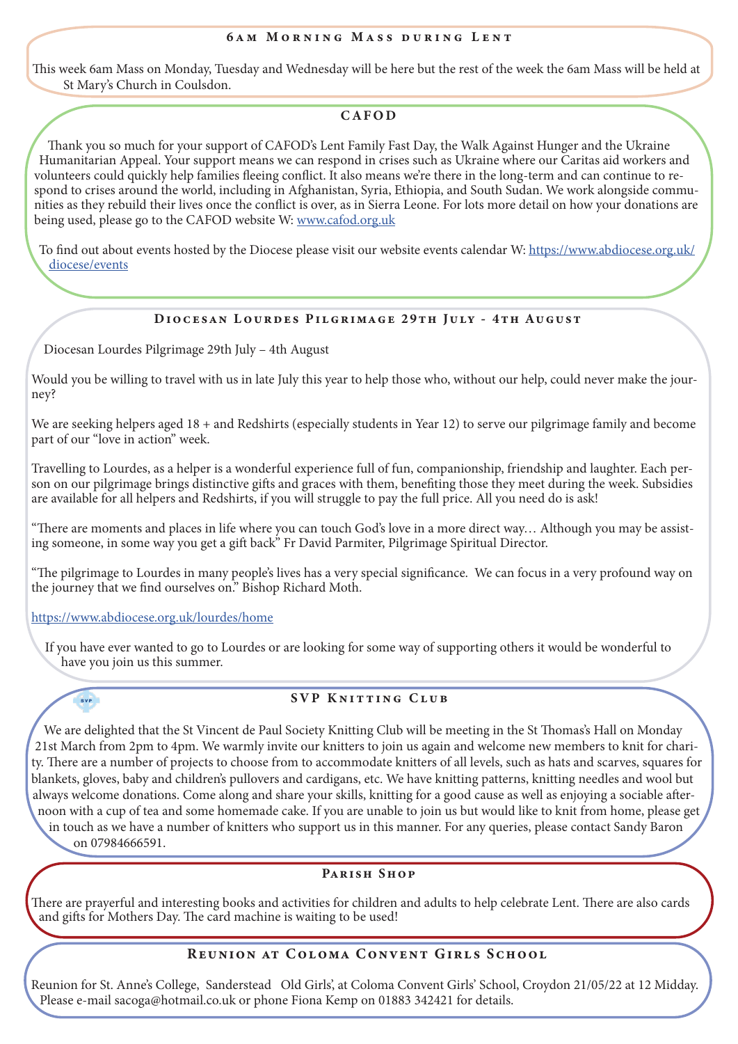## 6am Morning Mass during Lent

This week 6am Mass on Monday, Tuesday and Wednesday will be here but the rest of the week the 6am Mass will be held at St Mary's Church in Coulsdon.

## CAFOD

Thank you so much for your support of CAFOD's Lent Family Fast Day, the Walk Against Hunger and the Ukraine Humanitarian Appeal. Your support means we can respond in crises such as Ukraine where our Caritas aid workers and volunteers could quickly help families fleeing conflict. It also means we're there in the long-term and can continue to respond to crises around the world, including in Afghanistan, Syria, Ethiopia, and South Sudan. We work alongside communities as they rebuild their lives once the conflict is over, as in Sierra Leone. For lots more detail on how your donations are being used, please go to the CAFOD website W: www.cafod.org.uk

To find out about events hosted by the Diocese please visit our website events calendar W: https://www.abdiocese.org.uk/diocese/events

## Diocesan Lourdes Pilgrimage 29th July - 4th August

Diocesan Lourdes Pilgrimage 29th July – 4th August

Would you be willing to travel with us in late July this year to help those who, without our help, could never make the journey?

We are seeking helpers aged 18 + and Redshirts (especially students in Year 12) to serve our pilgrimage family and become part of our "love in action" week.

Travelling to Lourdes, as a helper is a wonderful experience full of fun, companionship, friendship and laughter. Each person on our pilgrimage brings distinctive gifts and graces with them, benefiting those they meet during the week. Subsidies are available for all helpers and Redshirts, if you will struggle to pay the full price. All you need do is ask!

"There are moments and places in life where you can touch God's love in a more direct way… Although you may be assisting someone, in some way you get a gift back" Fr David Parmiter, Pilgrimage Spiritual Director.

"The pilgrimage to Lourdes in many people's lives has a very special significance. We can focus in a very profound way on the journey that we find ourselves on." Bishop Richard Moth.

https://www.abdiocese.org.uk/lourdes/home

If you have ever wanted to go to Lourdes or are looking for some way of supporting others it would be wonderful to have you join us this summer.

## SVP Knitting Club

We are delighted that the St Vincent de Paul Society Knitting Club will be meeting in the St Thomas's Hall on Monday 21st March from 2pm to 4pm. We warmly invite our knitters to join us again and welcome new members to knit for charity. There are a number of projects to choose from to accommodate knitters of all levels, such as hats and scarves, squares for blankets, gloves, baby and children's pullovers and cardigans, etc. We have knitting patterns, knitting needles and wool but always welcome donations. Come along and share your skills, knitting for a good cause as well as enjoying a sociable afternoon with a cup of tea and some homemade cake. If you are unable to join us but would like to knit from home, please get in touch as we have a number of knitters who support us in this manner. For any queries, please contact Sandy Baron on 07984666591.

## Parish Shop

There are prayerful and interesting books and activities for children and adults to help celebrate Lent. There are also cards and gifts for Mothers Day. The card machine is waiting to be used!

## Reunion at Coloma Convent Girls School

Reunion for St. Anne's College, Sanderstead Old Girls', at Coloma Convent Girls' School, Croydon 21/05/22 at 12 Midday. Please e-mail sacoga@hotmail.co.uk or phone Fiona Kemp on 01883 342421 for details.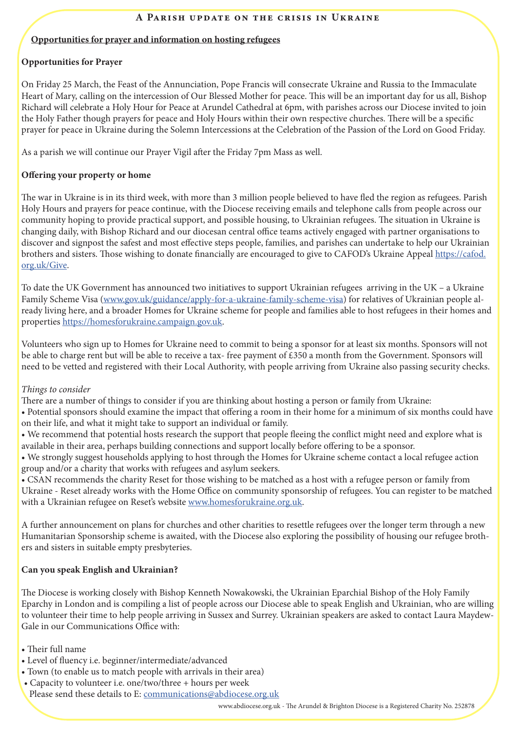# A Parish update on the crisis in Ukraine

**Opportunities for prayer and information on hosting refugees**

## Opportunities for Prayer

On Friday 25 March, the Feast of the Annunciation, Pope Francis will consecrate Ukraine and Russia to the Immaculate Heart of Mary, calling on the intercession of Our Blessed Mother for peace. This will be an important day for us all, Bishop Richard will celebrate a Holy Hour for Peace at Arundel Cathedral at 6pm, with parishes across our Diocese invited to join the Holy Father though prayers for peace and Holy Hours within their own respective churches. There will be a specific prayer for peace in Ukraine during the Solemn Intercessions at the Celebration of the Passion of the Lord on Good Friday.

As a parish we will continue our Prayer Vigil after the Friday 7pm Mass as well.

## Offering your property or home

The war in Ukraine is in its third week, with more than 3 million people believed to have fled the region as refugees. Parish Holy Hours and prayers for peace continue, with the Diocese receiving emails and telephone calls from people across our community hoping to provide practical support, and possible housing, to Ukrainian refugees. The situation in Ukraine is changing daily, with Bishop Richard and our diocesan central office teams actively engaged with partner organisations to discover and signpost the safest and most effective steps people, families, and parishes can undertake to help our Ukrainian brothers and sisters. Those wishing to donate financially are encouraged to give to CAFOD's Ukraine Appeal https://cafod.org.uk/Give.

To date the UK Government has announced two initiatives to support Ukrainian refugees arriving in the UK – a Ukraine Family Scheme Visa (www.gov.uk/guidance/apply-for-a-ukraine-family-scheme-visa) for relatives of Ukrainian people already living here, and a broader Homes for Ukraine scheme for people and families able to host refugees in their homes and properties https://homesforukraine.campaign.gov.uk.

Volunteers who sign up to Homes for Ukraine need to commit to being a sponsor for at least six months. Sponsors will not be able to charge rent but will be able to receive a tax- free payment of £350 a month from the Government. Sponsors will need to be vetted and registered with their Local Authority, with people arriving from Ukraine also passing security checks.

*Things to consider*

There are a number of things to consider if you are thinking about hosting a person or family from Ukraine:

- Potential sponsors should examine the impact that offering a room in their home for a minimum of six months could have on their life, and what it might take to support an individual or family.
- We recommend that potential hosts research the support that people fleeing the conflict might need and explore what is available in their area, perhaps building connections and support locally before offering to be a sponsor.
- We strongly suggest households applying to host through the Homes for Ukraine scheme contact a local refugee action group and/or a charity that works with refugees and asylum seekers.
- CSAN recommends the charity Reset for those wishing to be matched as a host with a refugee person or family from Ukraine - Reset already works with the Home Office on community sponsorship of refugees. You can register to be matched with a Ukrainian refugee on Reset's website www.homesforukraine.org.uk.

A further announcement on plans for churches and other charities to resettle refugees over the longer term through a new Humanitarian Sponsorship scheme is awaited, with the Diocese also exploring the possibility of housing our refugee brothers and sisters in suitable empty presbyteries.

## Can you speak English and Ukrainian?

The Diocese is working closely with Bishop Kenneth Nowakowski, the Ukrainian Eparchial Bishop of the Holy Family Eparchy in London and is compiling a list of people across our Diocese able to speak English and Ukrainian, who are willing to volunteer their time to help people arriving in Sussex and Surrey. Ukrainian speakers are asked to contact Laura Maydew-Gale in our Communications Office with:

- Their full name
- Level of fluency i.e. beginner/intermediate/advanced
- Town (to enable us to match people with arrivals in their area)
- Capacity to volunteer i.e. one/two/three + hours per week

Please send these details to E: communications@abdiocese.org.uk

www.abdiocese.org.uk - The Arundel & Brighton Diocese is a Registered Charity No. 252878